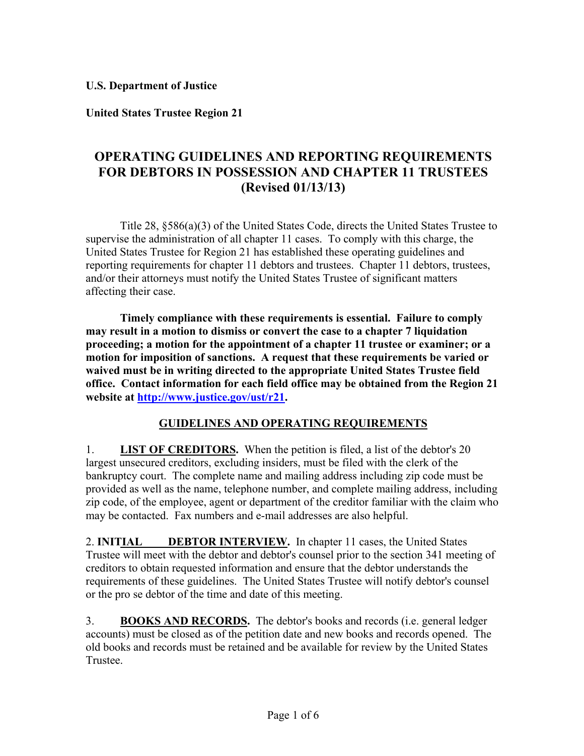**U.S. Department of Justice**

**United States Trustee Region 21**

# OPERATING GUIDELINES AND REPORTING REQUIREMENTS FOR DEBTORS IN POSSESSION AND CHAPTER 11 TRUSTEES (Revised 01/13/13)

Title 28, §586(a)(3) of the United States Code, directs the United States Trustee to supervise the administration of all chapter 11 cases. To comply with this charge, the United States Trustee for Region 21 has established these operating guidelines and reporting requirements for chapter 11 debtors and trustees. Chapter 11 debtors, trustees, and/or their attorneys must notify the United States Trustee of significant matters affecting their case.

**Timely compliance with these requirements is essential. Failure to comply may result in a motion to dismiss or convert the case to a chapter 7 liquidation proceeding; a motion for the appointment of a chapter 11 trustee or examiner; or a motion for imposition of sanctions. A request that these requirements be varied or waived must be in writing directed to the appropriate United States Trustee field office. Contact information for each field office may be obtained from the Region 21 website at http://www.justice.gov/ust/r21.**

## GUIDELINES AND OPERATING REQUIREMENTS

1. **LIST OF CREDITORS.** When the petition is filed, a list of the debtor's 20 largest unsecured creditors, excluding insiders, must be filed with the clerk of the bankruptcy court. The complete name and mailing address including zip code must be provided as well as the name, telephone number, and complete mailing address, including zip code, of the employee, agent or department of the creditor familiar with the claim who may be contacted. Fax numbers and e-mail addresses are also helpful.

2. **INITIAL DEBTOR INTERVIEW.** In chapter 11 cases, the United States Trustee will meet with the debtor and debtor's counsel prior to the section 341 meeting of creditors to obtain requested information and ensure that the debtor understands the requirements of these guidelines. The United States Trustee will notify debtor's counsel or the pro se debtor of the time and date of this meeting.

3. **BOOKS AND RECORDS.** The debtor's books and records (i.e. general ledger accounts) must be closed as of the petition date and new books and records opened. The old books and records must be retained and be available for review by the United States Trustee.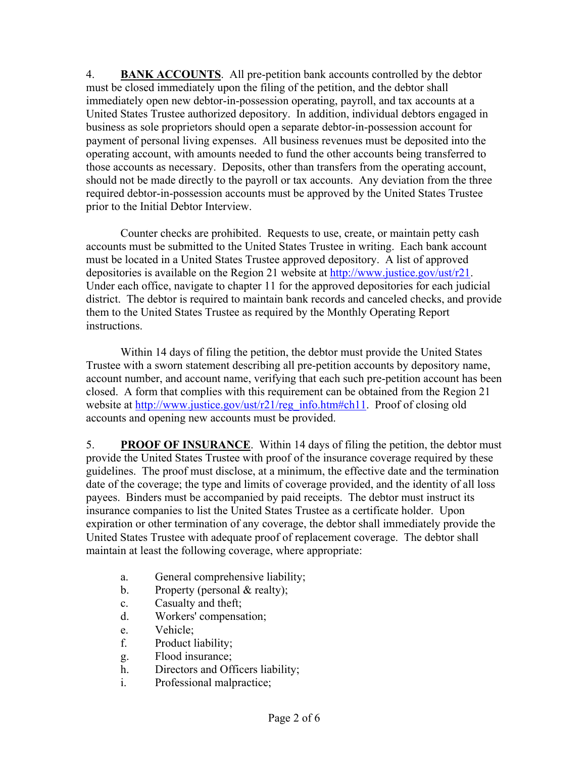4. **BANK ACCOUNTS**. All pre-petition bank accounts controlled by the debtor must be closed immediately upon the filing of the petition, and the debtor shall immediately open new debtor-in-possession operating, payroll, and tax accounts at a United States Trustee authorized depository. In addition, individual debtors engaged in business as sole proprietors should open a separate debtor-in-possession account for payment of personal living expenses. All business revenues must be deposited into the operating account, with amounts needed to fund the other accounts being transferred to those accounts as necessary. Deposits, other than transfers from the operating account, should not be made directly to the payroll or tax accounts. Any deviation from the three required debtor-in-possession accounts must be approved by the United States Trustee prior to the Initial Debtor Interview.

Counter checks are prohibited. Requests to use, create, or maintain petty cash accounts must be submitted to the United States Trustee in writing. Each bank account must be located in a United States Trustee approved depository. A list of approved depositories is available on the Region 21 website at http://www.justice.gov/ust/r21. Under each office, navigate to chapter 11 for the approved depositories for each judicial district. The debtor is required to maintain bank records and canceled checks, and provide them to the United States Trustee as required by the Monthly Operating Report instructions.

Within 14 days of filing the petition, the debtor must provide the United States Trustee with a sworn statement describing all pre-petition accounts by depository name, account number, and account name, verifying that each such pre-petition account has been closed. A form that complies with this requirement can be obtained from the Region 21 website at http://www.justice.gov/ust/r21/reg_info.htm#ch11. Proof of closing old accounts and opening new accounts must be provided.

5. **PROOF OF INSURANCE**. Within 14 days of filing the petition, the debtor must provide the United States Trustee with proof of the insurance coverage required by these guidelines. The proof must disclose, at a minimum, the effective date and the termination date of the coverage; the type and limits of coverage provided, and the identity of all loss payees. Binders must be accompanied by paid receipts. The debtor must instruct its insurance companies to list the United States Trustee as a certificate holder. Upon expiration or other termination of any coverage, the debtor shall immediately provide the United States Trustee with adequate proof of replacement coverage. The debtor shall maintain at least the following coverage, where appropriate:

a. General comprehensive liability;
b. Property (personal & realty);
c. Casualty and theft;
d. Workers' compensation;
e. Vehicle;
f. Product liability;
g. Flood insurance;
h. Directors and Officers liability;
i. Professional malpractice;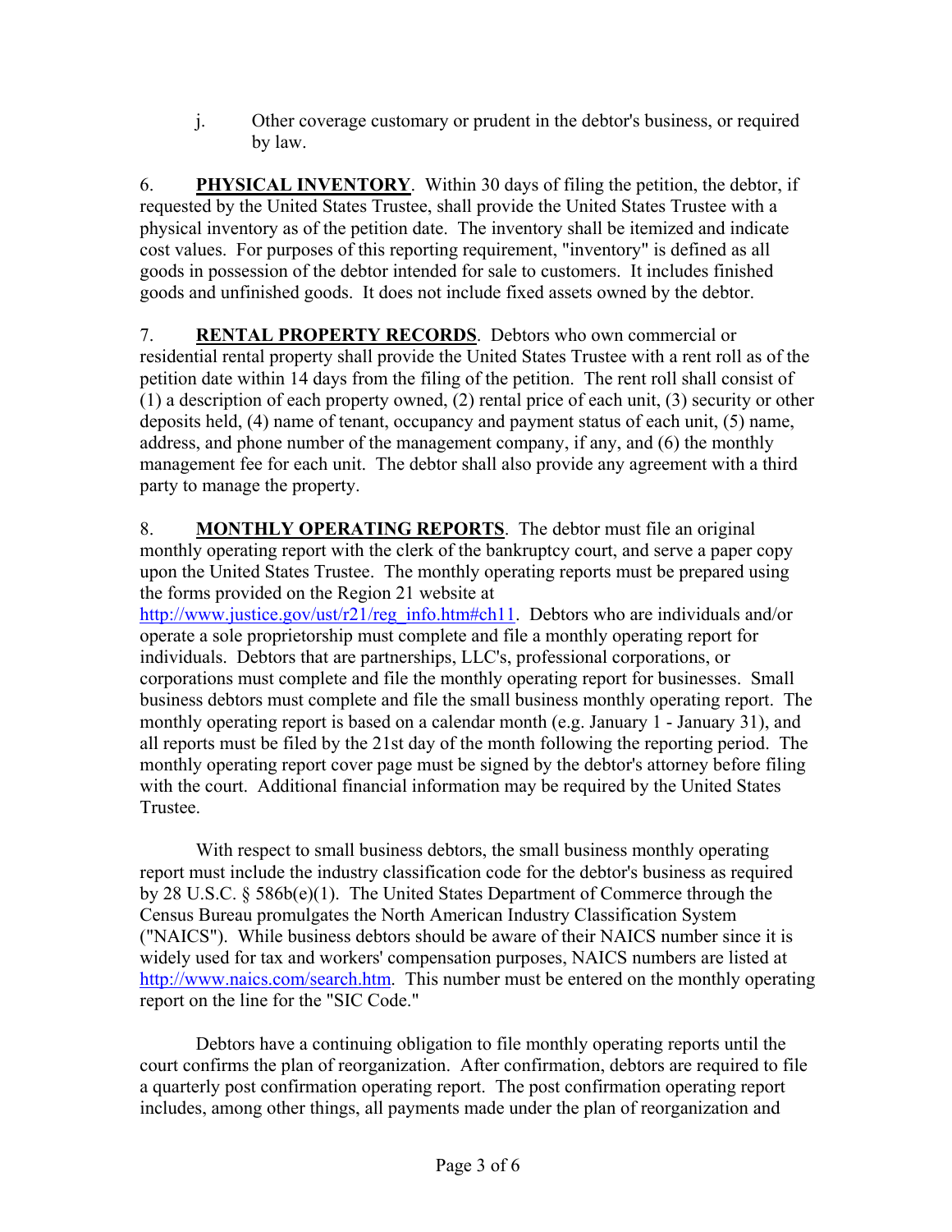j. Other coverage customary or prudent in the debtor's business, or required by law.

6. **PHYSICAL INVENTORY**. Within 30 days of filing the petition, the debtor, if requested by the United States Trustee, shall provide the United States Trustee with a physical inventory as of the petition date. The inventory shall be itemized and indicate cost values. For purposes of this reporting requirement, "inventory" is defined as all goods in possession of the debtor intended for sale to customers. It includes finished goods and unfinished goods. It does not include fixed assets owned by the debtor.

7. **RENTAL PROPERTY RECORDS**. Debtors who own commercial or residential rental property shall provide the United States Trustee with a rent roll as of the petition date within 14 days from the filing of the petition. The rent roll shall consist of (1) a description of each property owned, (2) rental price of each unit, (3) security or other deposits held, (4) name of tenant, occupancy and payment status of each unit, (5) name, address, and phone number of the management company, if any, and (6) the monthly management fee for each unit. The debtor shall also provide any agreement with a third party to manage the property.

8. **MONTHLY OPERATING REPORTS**. The debtor must file an original monthly operating report with the clerk of the bankruptcy court, and serve a paper copy upon the United States Trustee. The monthly operating reports must be prepared using the forms provided on the Region 21 website at http://www.justice.gov/ust/r21/reg_info.htm#ch11. Debtors who are individuals and/or operate a sole proprietorship must complete and file a monthly operating report for individuals. Debtors that are partnerships, LLC's, professional corporations, or corporations must complete and file the monthly operating report for businesses. Small business debtors must complete and file the small business monthly operating report. The monthly operating report is based on a calendar month (e.g. January 1 - January 31), and all reports must be filed by the 21st day of the month following the reporting period. The monthly operating report cover page must be signed by the debtor's attorney before filing with the court. Additional financial information may be required by the United States Trustee.

With respect to small business debtors, the small business monthly operating report must include the industry classification code for the debtor's business as required by 28 U.S.C. § 586b(e)(1). The United States Department of Commerce through the Census Bureau promulgates the North American Industry Classification System ("NAICS"). While business debtors should be aware of their NAICS number since it is widely used for tax and workers' compensation purposes, NAICS numbers are listed at http://www.naics.com/search.htm. This number must be entered on the monthly operating report on the line for the "SIC Code."

Debtors have a continuing obligation to file monthly operating reports until the court confirms the plan of reorganization. After confirmation, debtors are required to file a quarterly post confirmation operating report. The post confirmation operating report includes, among other things, all payments made under the plan of reorganization and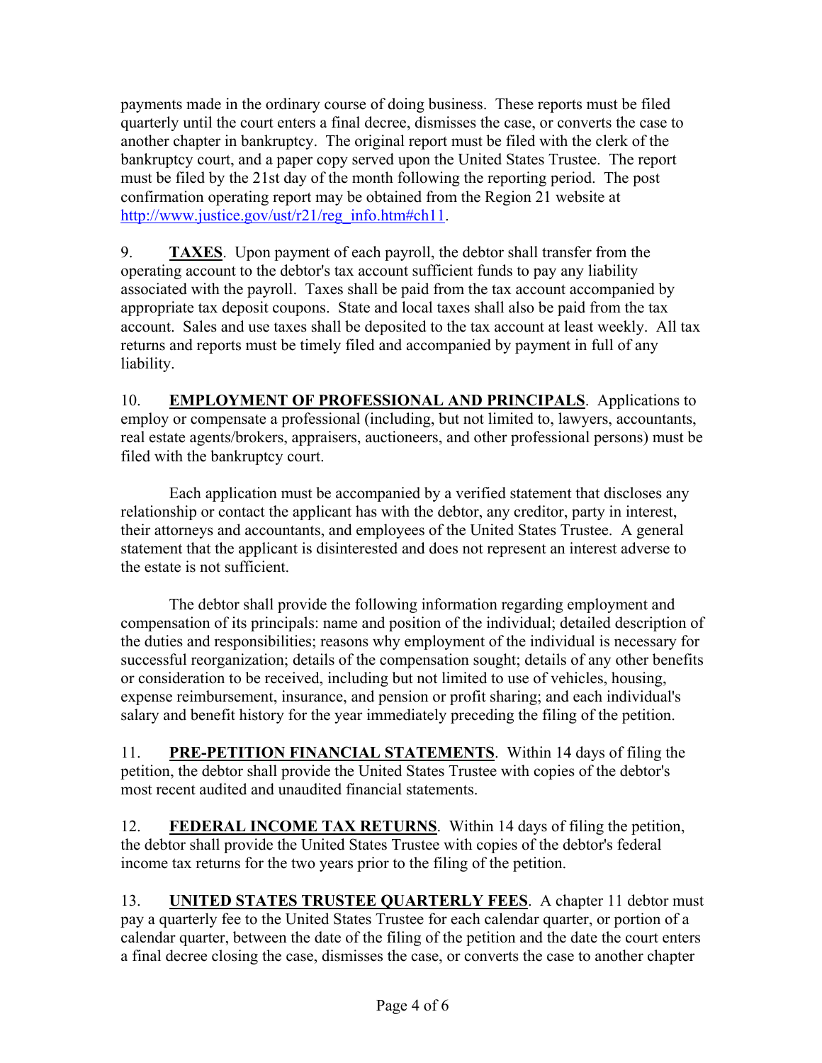payments made in the ordinary course of doing business. These reports must be filed quarterly until the court enters a final decree, dismisses the case, or converts the case to another chapter in bankruptcy. The original report must be filed with the clerk of the bankruptcy court, and a paper copy served upon the United States Trustee. The report must be filed by the 21st day of the month following the reporting period. The post confirmation operating report may be obtained from the Region 21 website at http://www.justice.gov/ust/r21/reg_info.htm#ch11.

9. **TAXES**. Upon payment of each payroll, the debtor shall transfer from the operating account to the debtor's tax account sufficient funds to pay any liability associated with the payroll. Taxes shall be paid from the tax account accompanied by appropriate tax deposit coupons. State and local taxes shall also be paid from the tax account. Sales and use taxes shall be deposited to the tax account at least weekly. All tax returns and reports must be timely filed and accompanied by payment in full of any liability.

10. **EMPLOYMENT OF PROFESSIONAL AND PRINCIPALS**. Applications to employ or compensate a professional (including, but not limited to, lawyers, accountants, real estate agents/brokers, appraisers, auctioneers, and other professional persons) must be filed with the bankruptcy court.

Each application must be accompanied by a verified statement that discloses any relationship or contact the applicant has with the debtor, any creditor, party in interest, their attorneys and accountants, and employees of the United States Trustee. A general statement that the applicant is disinterested and does not represent an interest adverse to the estate is not sufficient.

The debtor shall provide the following information regarding employment and compensation of its principals: name and position of the individual; detailed description of the duties and responsibilities; reasons why employment of the individual is necessary for successful reorganization; details of the compensation sought; details of any other benefits or consideration to be received, including but not limited to use of vehicles, housing, expense reimbursement, insurance, and pension or profit sharing; and each individual's salary and benefit history for the year immediately preceding the filing of the petition.

11. **PRE-PETITION FINANCIAL STATEMENTS**. Within 14 days of filing the petition, the debtor shall provide the United States Trustee with copies of the debtor's most recent audited and unaudited financial statements.

12. **FEDERAL INCOME TAX RETURNS**. Within 14 days of filing the petition, the debtor shall provide the United States Trustee with copies of the debtor's federal income tax returns for the two years prior to the filing of the petition.

13. **UNITED STATES TRUSTEE QUARTERLY FEES**. A chapter 11 debtor must pay a quarterly fee to the United States Trustee for each calendar quarter, or portion of a calendar quarter, between the date of the filing of the petition and the date the court enters a final decree closing the case, dismisses the case, or converts the case to another chapter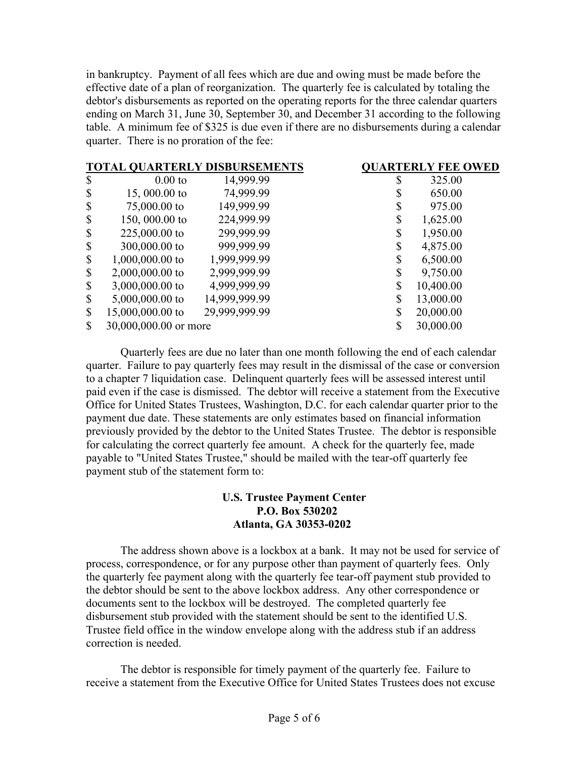in bankruptcy. Payment of all fees which are due and owing must be made before the effective date of a plan of reorganization. The quarterly fee is calculated by totaling the debtor's disbursements as reported on the operating reports for the three calendar quarters ending on March 31, June 30, September 30, and December 31 according to the following table. A minimum fee of $325 is due even if there are no disbursements during a calendar quarter. There is no proration of the fee:

| TOTAL QUARTERLY DISBURSEMENTS | | QUARTERLY FEE OWED |
|---|---|---|
| $ 0.00 to | 14,999.99 | $ 325.00 |
| $ 15, 000.00 to | 74,999.99 | $ 650.00 |
| $ 75,000.00 to | 149,999.99 | $ 975.00 |
| $ 150, 000.00 to | 224,999.99 | $ 1,625.00 |
| $ 225,000.00 to | 299,999.99 | $ 1,950.00 |
| $ 300,000.00 to | 999,999.99 | $ 4,875.00 |
| $ 1,000,000.00 to | 1,999,999.99 | $ 6,500.00 |
| $ 2,000,000.00 to | 2,999,999.99 | $ 9,750.00 |
| $ 3,000,000.00 to | 4,999,999.99 | $ 10,400.00 |
| $ 5,000,000.00 to | 14,999,999.99 | $ 13,000.00 |
| $ 15,000,000.00 to | 29,999,999.99 | $ 20,000.00 |
| $ 30,000,000.00 or more | | $ 30,000.00 |

Quarterly fees are due no later than one month following the end of each calendar quarter. Failure to pay quarterly fees may result in the dismissal of the case or conversion to a chapter 7 liquidation case. Delinquent quarterly fees will be assessed interest until paid even if the case is dismissed. The debtor will receive a statement from the Executive Office for United States Trustees, Washington, D.C. for each calendar quarter prior to the payment due date. These statements are only estimates based on financial information previously provided by the debtor to the United States Trustee. The debtor is responsible for calculating the correct quarterly fee amount. A check for the quarterly fee, made payable to "United States Trustee," should be mailed with the tear-off quarterly fee payment stub of the statement form to:

**U.S. Trustee Payment Center**
**P.O. Box 530202**
**Atlanta, GA 30353-0202**

The address shown above is a lockbox at a bank. It may not be used for service of process, correspondence, or for any purpose other than payment of quarterly fees. Only the quarterly fee payment along with the quarterly fee tear-off payment stub provided to the debtor should be sent to the above lockbox address. Any other correspondence or documents sent to the lockbox will be destroyed. The completed quarterly fee disbursement stub provided with the statement should be sent to the identified U.S. Trustee field office in the window envelope along with the address stub if an address correction is needed.

The debtor is responsible for timely payment of the quarterly fee. Failure to receive a statement from the Executive Office for United States Trustees does not excuse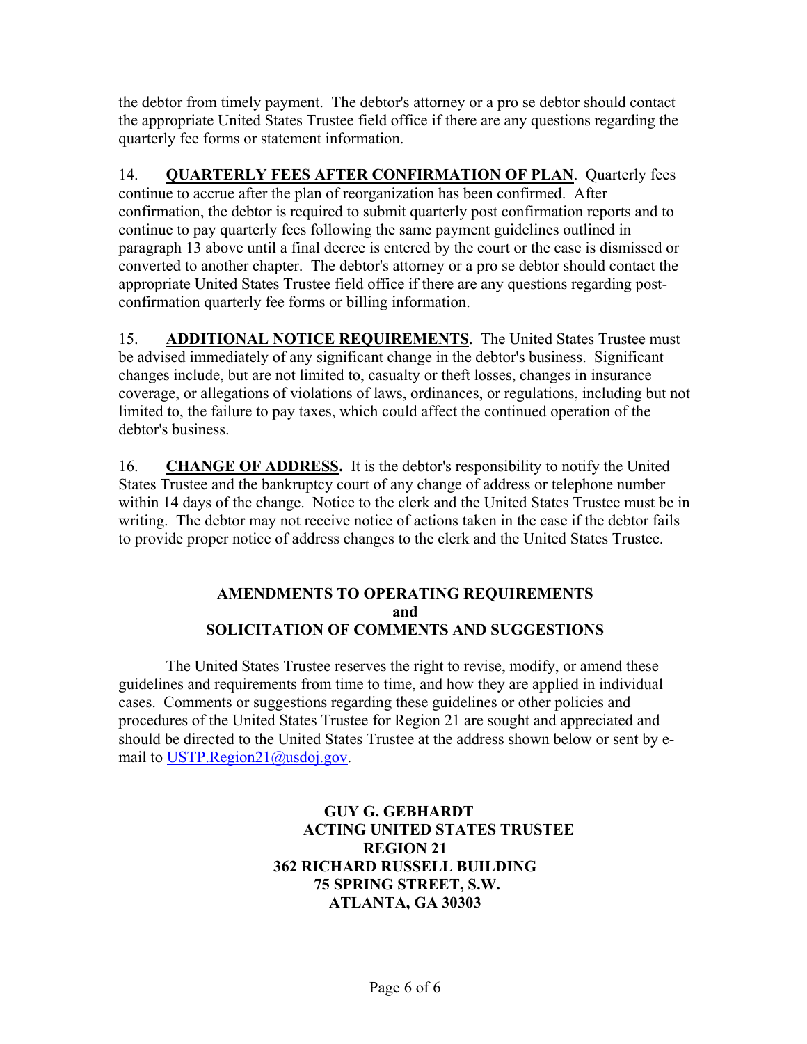the debtor from timely payment. The debtor's attorney or a pro se debtor should contact the appropriate United States Trustee field office if there are any questions regarding the quarterly fee forms or statement information.

14. **QUARTERLY FEES AFTER CONFIRMATION OF PLAN**. Quarterly fees continue to accrue after the plan of reorganization has been confirmed. After confirmation, the debtor is required to submit quarterly post confirmation reports and to continue to pay quarterly fees following the same payment guidelines outlined in paragraph 13 above until a final decree is entered by the court or the case is dismissed or converted to another chapter. The debtor's attorney or a pro se debtor should contact the appropriate United States Trustee field office if there are any questions regarding post-confirmation quarterly fee forms or billing information.

15. **ADDITIONAL NOTICE REQUIREMENTS**. The United States Trustee must be advised immediately of any significant change in the debtor's business. Significant changes include, but are not limited to, casualty or theft losses, changes in insurance coverage, or allegations of violations of laws, ordinances, or regulations, including but not limited to, the failure to pay taxes, which could affect the continued operation of the debtor's business.

16. **CHANGE OF ADDRESS.** It is the debtor's responsibility to notify the United States Trustee and the bankruptcy court of any change of address or telephone number within 14 days of the change. Notice to the clerk and the United States Trustee must be in writing. The debtor may not receive notice of actions taken in the case if the debtor fails to provide proper notice of address changes to the clerk and the United States Trustee.

## AMENDMENTS TO OPERATING REQUIREMENTS and SOLICITATION OF COMMENTS AND SUGGESTIONS

The United States Trustee reserves the right to revise, modify, or amend these guidelines and requirements from time to time, and how they are applied in individual cases. Comments or suggestions regarding these guidelines or other policies and procedures of the United States Trustee for Region 21 are sought and appreciated and should be directed to the United States Trustee at the address shown below or sent by e-mail to USTP.Region21@usdoj.gov.

**GUY G. GEBHARDT**
**ACTING UNITED STATES TRUSTEE**
**REGION 21**
**362 RICHARD RUSSELL BUILDING**
**75 SPRING STREET, S.W.**
**ATLANTA, GA 30303**